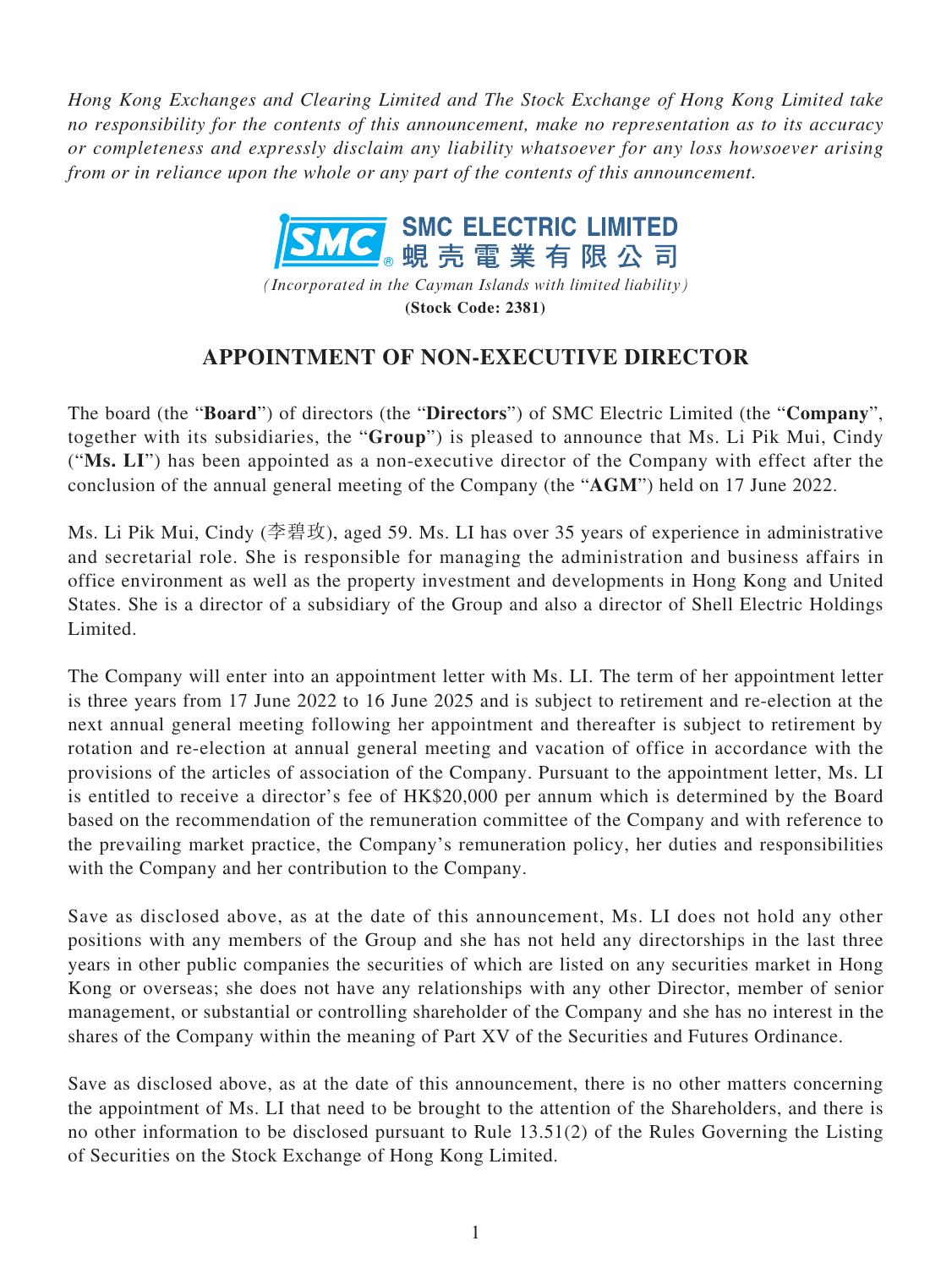*Hong Kong Exchanges and Clearing Limited and The Stock Exchange of Hong Kong Limited take no responsibility for the contents of this announcement, make no representation as to its accuracy or completeness and expressly disclaim any liability whatsoever for any loss howsoever arising from or in reliance upon the whole or any part of the contents of this announcement.*

**SMC ELECTRIC LIMITED**
**蜆殼電業有限公司**

*(Incorporated in the Cayman Islands with limited liability)*
**(Stock Code: 2381)**

# APPOINTMENT OF NON-EXECUTIVE DIRECTOR

The board (the "**Board**") of directors (the "**Directors**") of SMC Electric Limited (the "**Company**", together with its subsidiaries, the "**Group**") is pleased to announce that Ms. Li Pik Mui, Cindy ("**Ms. LI**") has been appointed as a non-executive director of the Company with effect after the conclusion of the annual general meeting of the Company (the "**AGM**") held on 17 June 2022.

Ms. Li Pik Mui, Cindy (李碧玫), aged 59. Ms. LI has over 35 years of experience in administrative and secretarial role. She is responsible for managing the administration and business affairs in office environment as well as the property investment and developments in Hong Kong and United States. She is a director of a subsidiary of the Group and also a director of Shell Electric Holdings Limited.

The Company will enter into an appointment letter with Ms. LI. The term of her appointment letter is three years from 17 June 2022 to 16 June 2025 and is subject to retirement and re-election at the next annual general meeting following her appointment and thereafter is subject to retirement by rotation and re-election at annual general meeting and vacation of office in accordance with the provisions of the articles of association of the Company. Pursuant to the appointment letter, Ms. LI is entitled to receive a director's fee of HK$20,000 per annum which is determined by the Board based on the recommendation of the remuneration committee of the Company and with reference to the prevailing market practice, the Company's remuneration policy, her duties and responsibilities with the Company and her contribution to the Company.

Save as disclosed above, as at the date of this announcement, Ms. LI does not hold any other positions with any members of the Group and she has not held any directorships in the last three years in other public companies the securities of which are listed on any securities market in Hong Kong or overseas; she does not have any relationships with any other Director, member of senior management, or substantial or controlling shareholder of the Company and she has no interest in the shares of the Company within the meaning of Part XV of the Securities and Futures Ordinance.

Save as disclosed above, as at the date of this announcement, there is no other matters concerning the appointment of Ms. LI that need to be brought to the attention of the Shareholders, and there is no other information to be disclosed pursuant to Rule 13.51(2) of the Rules Governing the Listing of Securities on the Stock Exchange of Hong Kong Limited.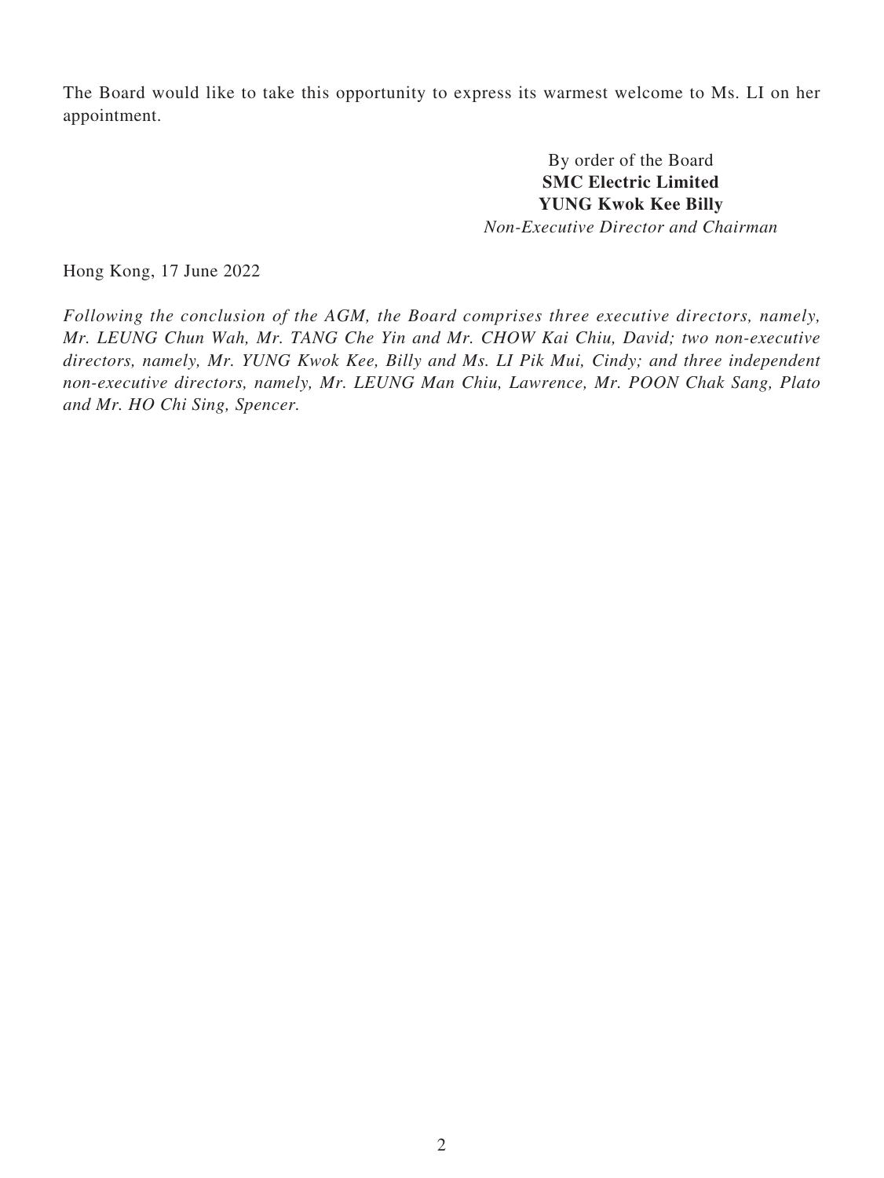The Board would like to take this opportunity to express its warmest welcome to Ms. LI on her appointment.

By order of the Board
**SMC Electric Limited**
**YUNG Kwok Kee Billy**
*Non-Executive Director and Chairman*

Hong Kong, 17 June 2022

*Following the conclusion of the AGM, the Board comprises three executive directors, namely, Mr. LEUNG Chun Wah, Mr. TANG Che Yin and Mr. CHOW Kai Chiu, David; two non-executive directors, namely, Mr. YUNG Kwok Kee, Billy and Ms. LI Pik Mui, Cindy; and three independent non-executive directors, namely, Mr. LEUNG Man Chiu, Lawrence, Mr. POON Chak Sang, Plato and Mr. HO Chi Sing, Spencer.*